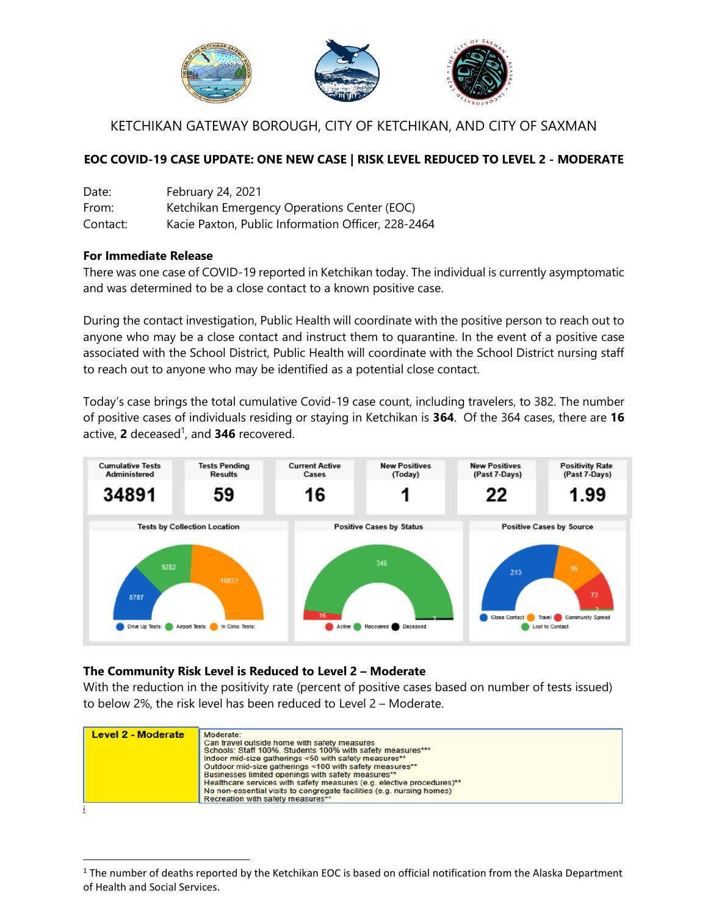KETCHIKAN GATEWAY BOROUGH, CITY OF KETCHIKAN, AND CITY OF SAXMAN

## EOC COVID-19 CASE UPDATE: ONE NEW CASE | RISK LEVEL REDUCED TO LEVEL 2 - MODERATE

Date: February 24, 2021
From: Ketchikan Emergency Operations Center (EOC)
Contact: Kacie Paxton, Public Information Officer, 228-2464

**For Immediate Release**
There was one case of COVID-19 reported in Ketchikan today. The individual is currently asymptomatic and was determined to be a close contact to a known positive case.

During the contact investigation, Public Health will coordinate with the positive person to reach out to anyone who may be a close contact and instruct them to quarantine. In the event of a positive case associated with the School District, Public Health will coordinate with the School District nursing staff to reach out to anyone who may be identified as a potential close contact.

Today's case brings the total cumulative Covid-19 case count, including travelers, to 382. The number of positive cases of individuals residing or staying in Ketchikan is **364**. Of the 364 cases, there are **16** active, **2** deceased[1], and **346** recovered.

| Cumulative Tests Administered | Tests Pending Results | Current Active Cases | New Positives (Today) | New Positives (Past 7-Days) | Positivity Rate (Past 7-Days) |
|---|---|---|---|---|---|
| 34891 | 59 | 16 | 1 | 22 | 1.99 |

Tests by Collection Location: Drive Up Tests: 8787; Airport Tests: 9282; In Clinic Tests: 16822

Positive Cases by Status: Active: 16; Recovered: 346; Deceased: 2

Positive Cases by Source: Close Contact: 213; Travel: 95; Community Spread: 72; Lost to Contact: 2

**The Community Risk Level is Reduced to Level 2 – Moderate**
With the reduction in the positivity rate (percent of positive cases based on number of tests issued) to below 2%, the risk level has been reduced to Level 2 – Moderate.

| Level 2 - Moderate | Moderate:<br>Can travel outside home with safety measures<br>Schools: Staff 100%, Students 100% with safety measures***<br>Indoor mid-size gatherings <50 with safety measures**<br>Outdoor mid-size gatherings <100 with safety measures**<br>Businesses limited openings with safety measures**<br>Healthcare services with safety measures (e.g. elective procedures)**<br>No non-essential visits to congregate facilities (e.g. nursing homes)<br>Recreation with safety measures** |
|---|---|

i

[1] The number of deaths reported by the Ketchikan EOC is based on official notification from the Alaska Department of Health and Social Services.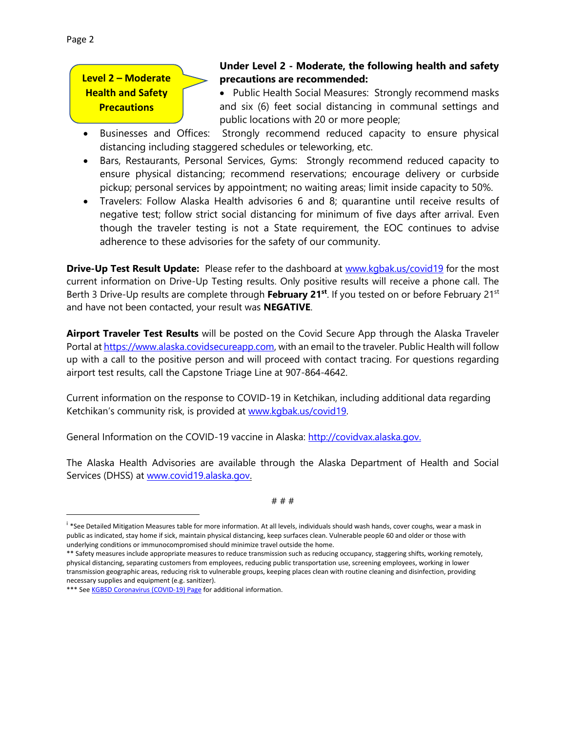**Level 2 – Moderate Health and Safety Precautions**

**Under Level 2 - Moderate, the following health and safety precautions are recommended:**

- Public Health Social Measures: Strongly recommend masks and six (6) feet social distancing in communal settings and public locations with 20 or more people;
- Businesses and Offices: Strongly recommend reduced capacity to ensure physical distancing including staggered schedules or teleworking, etc.
- Bars, Restaurants, Personal Services, Gyms: Strongly recommend reduced capacity to ensure physical distancing; recommend reservations; encourage delivery or curbside pickup; personal services by appointment; no waiting areas; limit inside capacity to 50%.
- Travelers: Follow Alaska Health advisories 6 and 8; quarantine until receive results of negative test; follow strict social distancing for minimum of five days after arrival. Even though the traveler testing is not a State requirement, the EOC continues to advise adherence to these advisories for the safety of our community.

**Drive-Up Test Result Update:** Please refer to the dashboard at www.kgbak.us/covid19 for the most current information on Drive-Up Testing results. Only positive results will receive a phone call. The Berth 3 Drive-Up results are complete through **February 21st**. If you tested on or before February 21st and have not been contacted, your result was **NEGATIVE**.

**Airport Traveler Test Results** will be posted on the Covid Secure App through the Alaska Traveler Portal at https://www.alaska.covidsecureapp.com, with an email to the traveler. Public Health will follow up with a call to the positive person and will proceed with contact tracing. For questions regarding airport test results, call the Capstone Triage Line at 907-864-4642.

Current information on the response to COVID-19 in Ketchikan, including additional data regarding Ketchikan's community risk, is provided at www.kgbak.us/covid19.

General Information on the COVID-19 vaccine in Alaska: http://covidvax.alaska.gov.

The Alaska Health Advisories are available through the Alaska Department of Health and Social Services (DHSS) at www.covid19.alaska.gov.

# # #

---

[i] *See Detailed Mitigation Measures table for more information. At all levels, individuals should wash hands, cover coughs, wear a mask in public as indicated, stay home if sick, maintain physical distancing, keep surfaces clean. Vulnerable people 60 and older or those with underlying conditions or immunocompromised should minimize travel outside the home.

** Safety measures include appropriate measures to reduce transmission such as reducing occupancy, staggering shifts, working remotely, physical distancing, separating customers from employees, reducing public transportation use, screening employees, working in lower transmission geographic areas, reducing risk to vulnerable groups, keeping places clean with routine cleaning and disinfection, providing necessary supplies and equipment (e.g. sanitizer).

*** See KGBSD Coronavirus (COVID-19) Page for additional information.